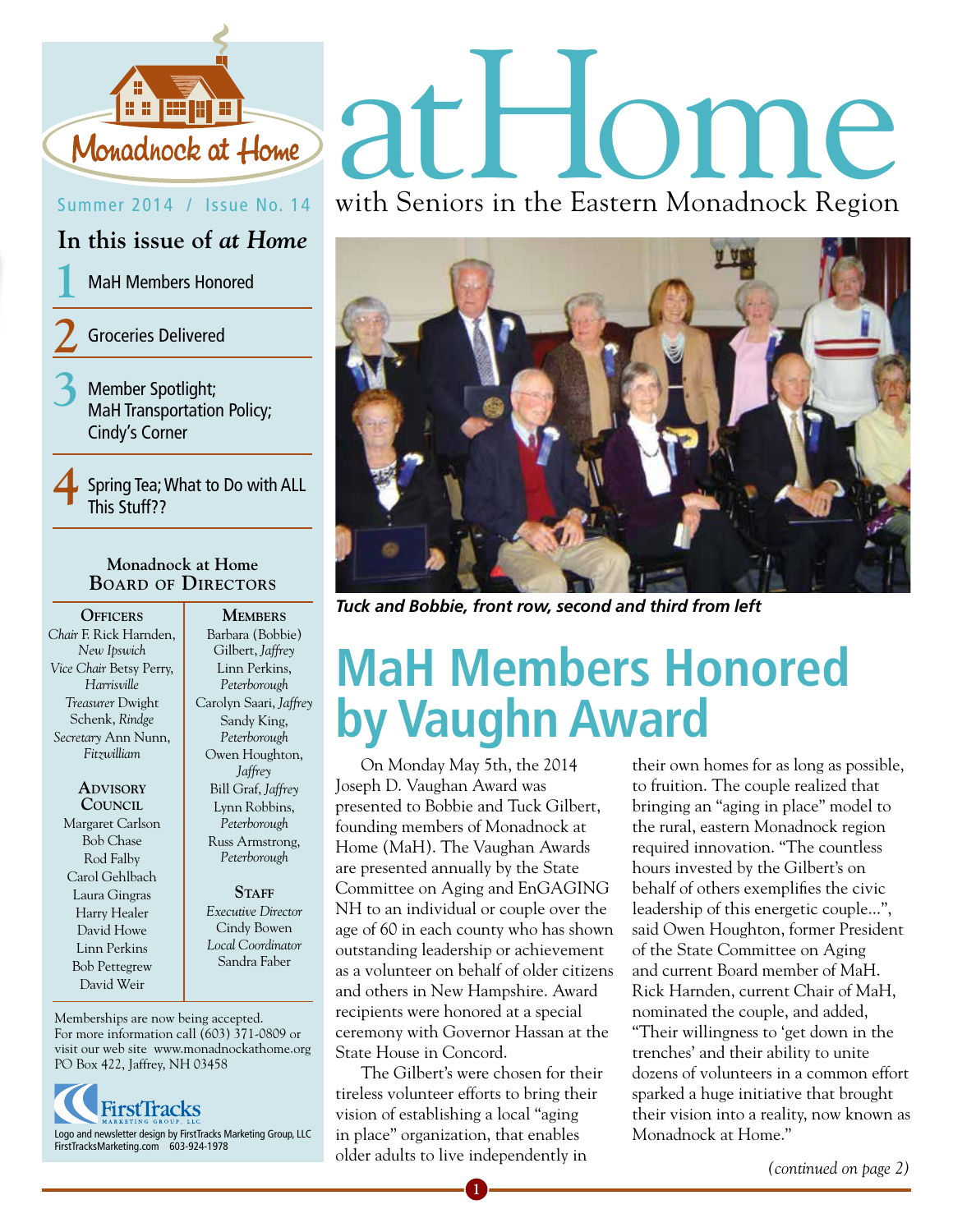Monadnock at Home

# atHome

with Seniors in the Eastern Monadnock Region

Summer 2014 / Issue No. 14

## In this issue of *at Home*

1. MaH Members Honored
2. Groceries Delivered
3. Member Spotlight; MaH Transportation Policy; Cindy's Corner
4. Spring Tea; What to Do with ALL This Stuff??

### Monadnock at Home Board of Directors

**Officers**

*Chair* F. Rick Harnden, *New Ipswich*
*Vice Chair* Betsy Perry, *Harrisville*
*Treasurer* Dwight Schenk, *Rindge*
*Secretary* Ann Nunn, *Fitzwilliam*

**Advisory Council**

Margaret Carlson
Bob Chase
Rod Falby
Carol Gehlbach
Laura Gingras
Harry Healer
David Howe
Linn Perkins
Bob Pettegrew
David Weir

**Members**

Barbara (Bobbie) Gilbert, *Jaffrey*
Linn Perkins, *Peterborough*
Carolyn Saari, *Jaffrey*
Sandy King, *Peterborough*
Owen Houghton, *Jaffrey*
Bill Graf, *Jaffrey*
Lynn Robbins, *Peterborough*
Russ Armstrong, *Peterborough*

**Staff**

*Executive Director* Cindy Bowen
*Local Coordinator* Sandra Faber

Memberships are now being accepted.
For more information call (603) 371-0809 or visit our web site www.monadnockathome.org
PO Box 422, Jaffrey, NH 03458

FirstTracks Marketing Group, LLC
Logo and newsletter design by FirstTracks Marketing Group, LLC
FirstTracksMarketing.com 603-924-1978

***Tuck and Bobbie, front row, second and third from left***

# MaH Members Honored by Vaughn Award

On Monday May 5th, the 2014 Joseph D. Vaughan Award was presented to Bobbie and Tuck Gilbert, founding members of Monadnock at Home (MaH). The Vaughan Awards are presented annually by the State Committee on Aging and EnGAGING NH to an individual or couple over the age of 60 in each county who has shown outstanding leadership or achievement as a volunteer on behalf of older citizens and others in New Hampshire. Award recipients were honored at a special ceremony with Governor Hassan at the State House in Concord.

The Gilbert's were chosen for their tireless volunteer efforts to bring their vision of establishing a local "aging in place" organization, that enables older adults to live independently in their own homes for as long as possible, to fruition. The couple realized that bringing an "aging in place" model to the rural, eastern Monadnock region required innovation. "The countless hours invested by the Gilbert's on behalf of others exemplifies the civic leadership of this energetic couple...", said Owen Houghton, former President of the State Committee on Aging and current Board member of MaH. Rick Harnden, current Chair of MaH, nominated the couple, and added, "Their willingness to 'get down in the trenches' and their ability to unite dozens of volunteers in a common effort sparked a huge initiative that brought their vision into a reality, now known as Monadnock at Home."

*(continued on page 2)*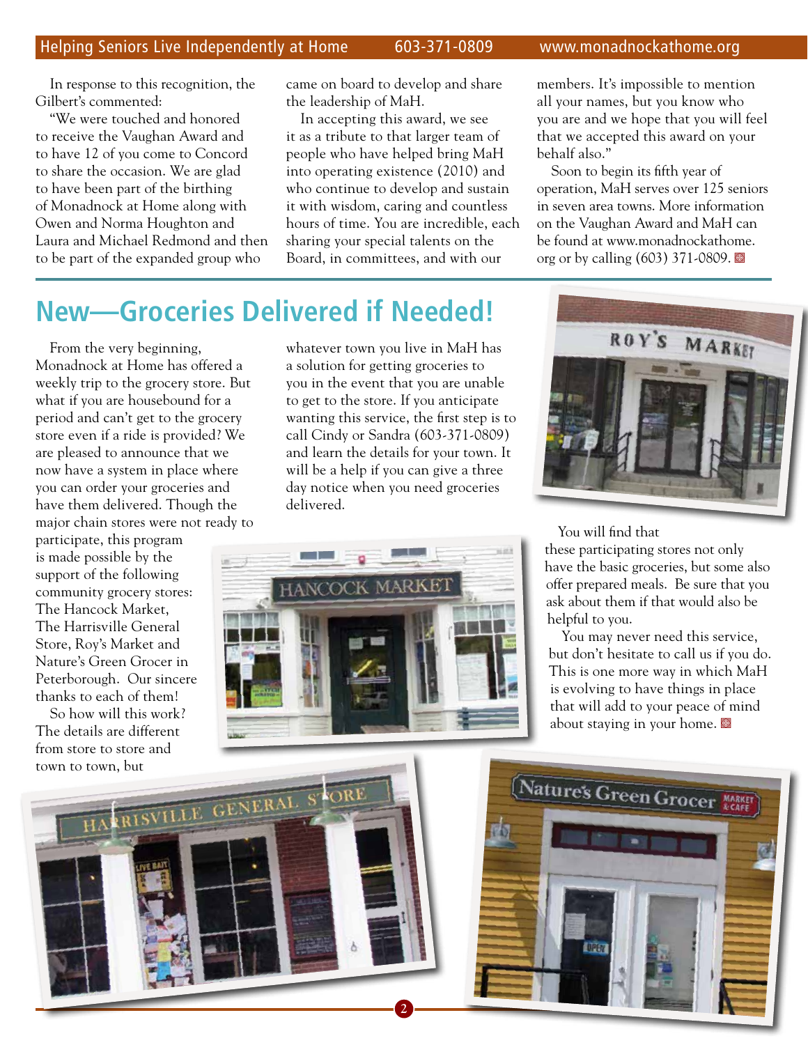In response to this recognition, the Gilbert's commented:

"We were touched and honored to receive the Vaughan Award and to have 12 of you come to Concord to share the occasion. We are glad to have been part of the birthing of Monadnock at Home along with Owen and Norma Houghton and Laura and Michael Redmond and then to be part of the expanded group who came on board to develop and share the leadership of MaH.

In accepting this award, we see it as a tribute to that larger team of people who have helped bring MaH into operating existence (2010) and who continue to develop and sustain it with wisdom, caring and countless hours of time. You are incredible, each sharing your special talents on the Board, in committees, and with our members. It's impossible to mention all your names, but you know who you are and we hope that you will feel that we accepted this award on your behalf also."

Soon to begin its fifth year of operation, MaH serves over 125 seniors in seven area towns. More information on the Vaughan Award and MaH can be found at www.monadnockathome.org or by calling (603) 371-0809.

## New—Groceries Delivered if Needed!

From the very beginning, Monadnock at Home has offered a weekly trip to the grocery store. But what if you are housebound for a period and can't get to the grocery store even if a ride is provided? We are pleased to announce that we now have a system in place where you can order your groceries and have them delivered. Though the major chain stores were not ready to participate, this program is made possible by the support of the following community grocery stores: The Hancock Market, The Harrisville General Store, Roy's Market and Nature's Green Grocer in Peterborough. Our sincere thanks to each of them!

So how will this work? The details are different from store to store and town to town, but whatever town you live in MaH has a solution for getting groceries to you in the event that you are unable to get to the store. If you anticipate wanting this service, the first step is to call Cindy or Sandra (603-371-0809) and learn the details for your town. It will be a help if you can give a three day notice when you need groceries delivered.

You will find that these participating stores not only have the basic groceries, but some also offer prepared meals. Be sure that you ask about them if that would also be helpful to you.

You may never need this service, but don't hesitate to call us if you do. This is one more way in which MaH is evolving to have things in place that will add to your peace of mind about staying in your home.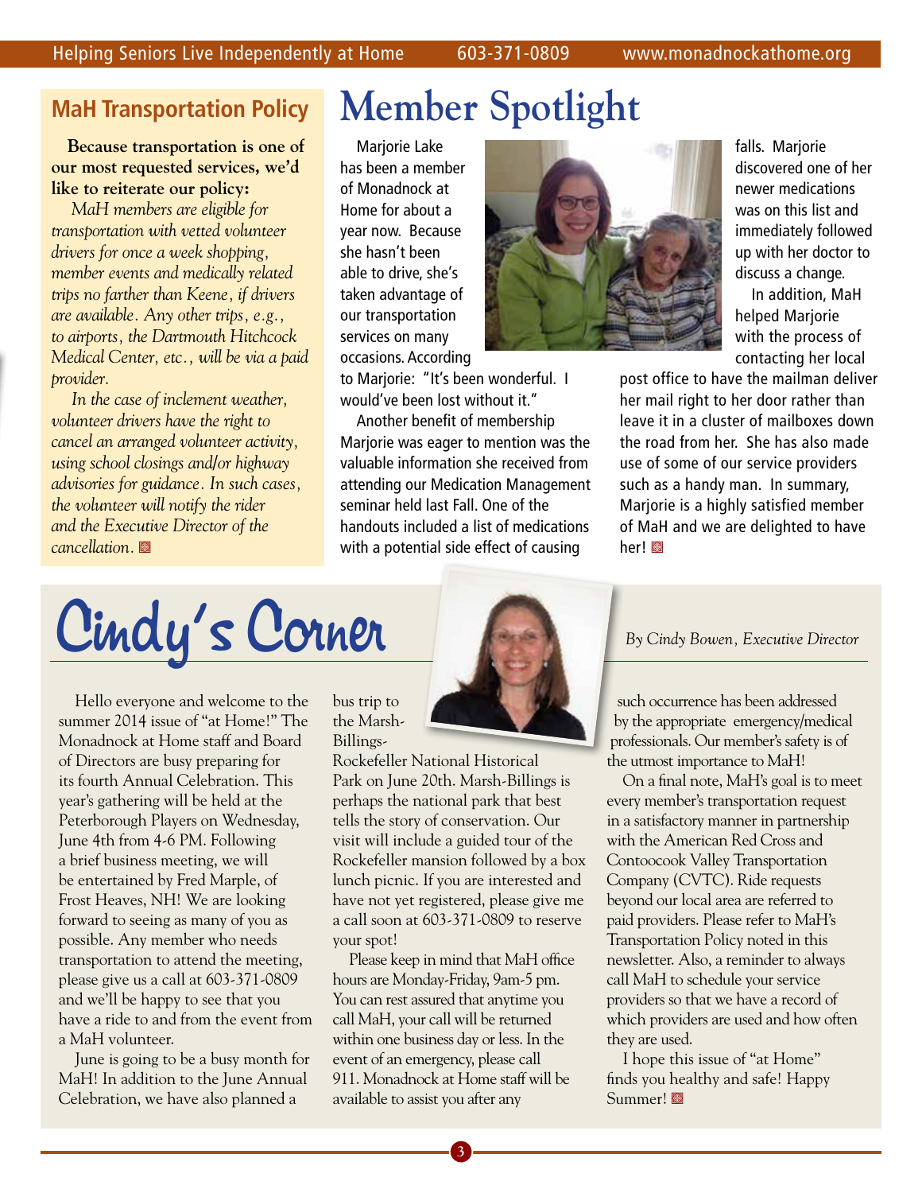## MaH Transportation Policy

**Because transportation is one of our most requested services, we'd like to reiterate our policy:**

*MaH members are eligible for transportation with vetted volunteer drivers for once a week shopping, member events and medically related trips no farther than Keene, if drivers are available. Any other trips, e.g., to airports, the Dartmouth Hitchcock Medical Center, etc., will be via a paid provider.*

*In the case of inclement weather, volunteer drivers have the right to cancel an arranged volunteer activity, using school closings and/or highway advisories for guidance. In such cases, the volunteer will notify the rider and the Executive Director of the cancellation.*

# Member Spotlight

Marjorie Lake has been a member of Monadnock at Home for about a year now. Because she hasn't been able to drive, she's taken advantage of our transportation services on many occasions. According to Marjorie: "It's been wonderful. I would've been lost without it."

Another benefit of membership Marjorie was eager to mention was the valuable information she received from attending our Medication Management seminar held last Fall. One of the handouts included a list of medications with a potential side effect of causing falls. Marjorie discovered one of her newer medications was on this list and immediately followed up with her doctor to discuss a change.

In addition, MaH helped Marjorie with the process of contacting her local post office to have the mailman deliver her mail right to her door rather than leave it in a cluster of mailboxes down the road from her. She has also made use of some of our service providers such as a handy man. In summary, Marjorie is a highly satisfied member of MaH and we are delighted to have her!

# Cindy's Corner

*By Cindy Bowen, Executive Director*

Hello everyone and welcome to the summer 2014 issue of "at Home!" The Monadnock at Home staff and Board of Directors are busy preparing for its fourth Annual Celebration. This year's gathering will be held at the Peterborough Players on Wednesday, June 4th from 4-6 PM. Following a brief business meeting, we will be entertained by Fred Marple, of Frost Heaves, NH! We are looking forward to seeing as many of you as possible. Any member who needs transportation to attend the meeting, please give us a call at 603-371-0809 and we'll be happy to see that you have a ride to and from the event from a MaH volunteer.

June is going to be a busy month for MaH! In addition to the June Annual Celebration, we have also planned a bus trip to the Marsh-Billings-Rockefeller National Historical Park on June 20th. Marsh-Billings is perhaps the national park that best tells the story of conservation. Our visit will include a guided tour of the Rockefeller mansion followed by a box lunch picnic. If you are interested and have not yet registered, please give me a call soon at 603-371-0809 to reserve your spot!

Please keep in mind that MaH office hours are Monday-Friday, 9am-5 pm. You can rest assured that anytime you call MaH, your call will be returned within one business day or less. In the event of an emergency, please call 911. Monadnock at Home staff will be available to assist you after any such occurrence has been addressed by the appropriate emergency/medical professionals. Our member's safety is of the utmost importance to MaH!

On a final note, MaH's goal is to meet every member's transportation request in a satisfactory manner in partnership with the American Red Cross and Contoocook Valley Transportation Company (CVTC). Ride requests beyond our local area are referred to paid providers. Please refer to MaH's Transportation Policy noted in this newsletter. Also, a reminder to always call MaH to schedule your service providers so that we have a record of which providers are used and how often they are used.

I hope this issue of "at Home" finds you healthy and safe! Happy Summer!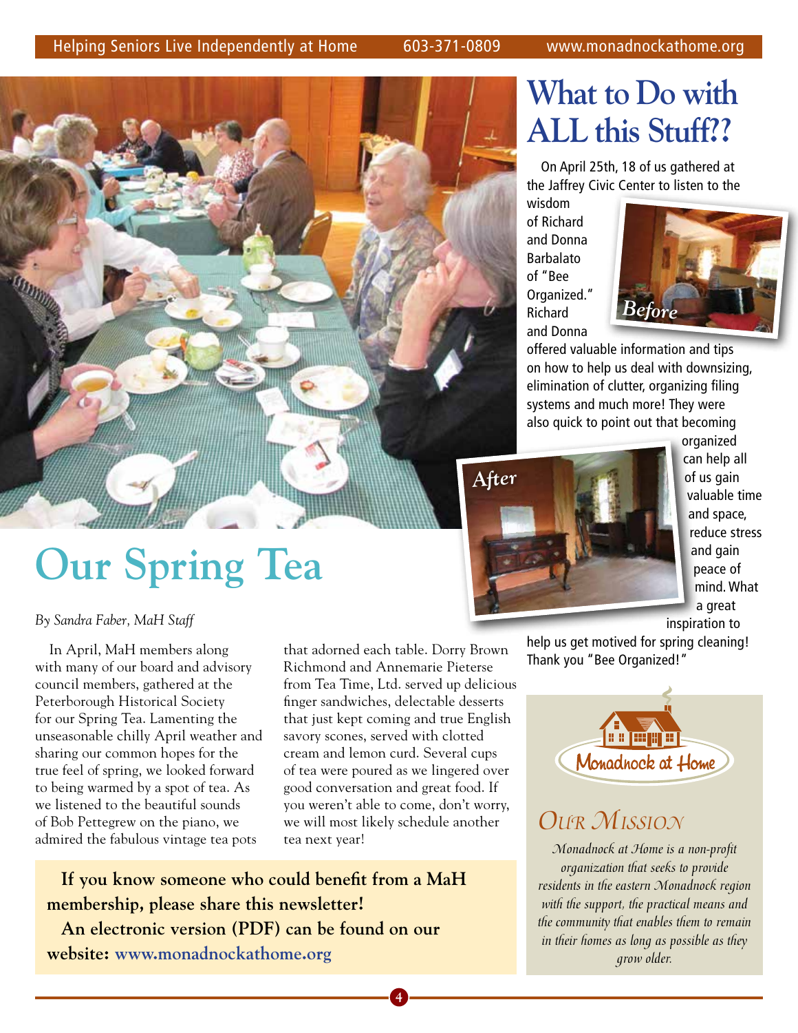# What to Do with ALL this Stuff??

On April 25th, 18 of us gathered at the Jaffrey Civic Center to listen to the wisdom of Richard and Donna Barbalato of "Bee Organized." Richard and Donna offered valuable information and tips on how to help us deal with downsizing, elimination of clutter, organizing filing systems and much more! They were also quick to point out that becoming organized can help all of us gain valuable time and space, reduce stress and gain peace of mind. What a great inspiration to help us get motived for spring cleaning! Thank you "Bee Organized!"

Before

After

# Our Spring Tea

*By Sandra Faber, MaH Staff*

In April, MaH members along with many of our board and advisory council members, gathered at the Peterborough Historical Society for our Spring Tea. Lamenting the unseasonable chilly April weather and sharing our common hopes for the true feel of spring, we looked forward to being warmed by a spot of tea. As we listened to the beautiful sounds of Bob Pettegrew on the piano, we admired the fabulous vintage tea pots that adorned each table. Dorry Brown Richmond and Annemarie Pieterse from Tea Time, Ltd. served up delicious finger sandwiches, delectable desserts that just kept coming and true English savory scones, served with clotted cream and lemon curd. Several cups of tea were poured as we lingered over good conversation and great food. If you weren't able to come, don't worry, we will most likely schedule another tea next year!

**If you know someone who could benefit from a MaH membership, please share this newsletter!**

**An electronic version (PDF) can be found on our website: www.monadnockathome.org**

Monadnock at Home

## Our Mission

*Monadnock at Home is a non-profit organization that seeks to provide residents in the eastern Monadnock region with the support, the practical means and the community that enables them to remain in their homes as long as possible as they grow older.*